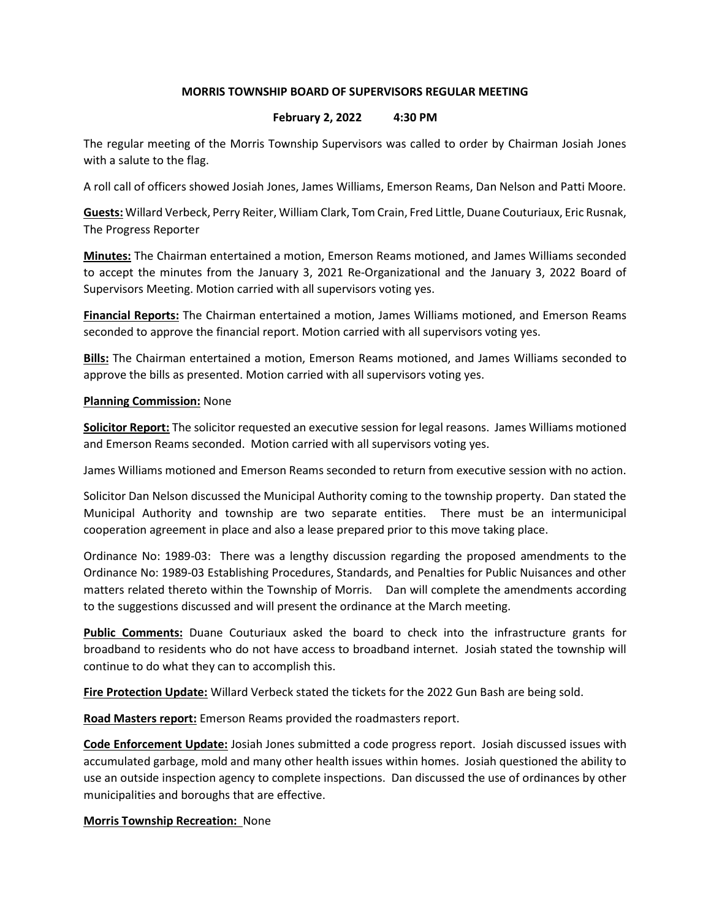## MORRIS TOWNSHIP BOARD OF SUPERVISORS REGULAR MEETING

**February 2, 2022 4:30 PM**

The regular meeting of the Morris Township Supervisors was called to order by Chairman Josiah Jones with a salute to the flag.

A roll call of officers showed Josiah Jones, James Williams, Emerson Reams, Dan Nelson and Patti Moore.

**Guests:** Willard Verbeck, Perry Reiter, William Clark, Tom Crain, Fred Little, Duane Couturiaux, Eric Rusnak, The Progress Reporter

**Minutes:** The Chairman entertained a motion, Emerson Reams motioned, and James Williams seconded to accept the minutes from the January 3, 2021 Re-Organizational and the January 3, 2022 Board of Supervisors Meeting. Motion carried with all supervisors voting yes.

**Financial Reports:** The Chairman entertained a motion, James Williams motioned, and Emerson Reams seconded to approve the financial report. Motion carried with all supervisors voting yes.

**Bills:** The Chairman entertained a motion, Emerson Reams motioned, and James Williams seconded to approve the bills as presented. Motion carried with all supervisors voting yes.

**Planning Commission:** None

**Solicitor Report:** The solicitor requested an executive session for legal reasons. James Williams motioned and Emerson Reams seconded. Motion carried with all supervisors voting yes.

James Williams motioned and Emerson Reams seconded to return from executive session with no action.

Solicitor Dan Nelson discussed the Municipal Authority coming to the township property. Dan stated the Municipal Authority and township are two separate entities. There must be an intermunicipal cooperation agreement in place and also a lease prepared prior to this move taking place.

Ordinance No: 1989-03: There was a lengthy discussion regarding the proposed amendments to the Ordinance No: 1989-03 Establishing Procedures, Standards, and Penalties for Public Nuisances and other matters related thereto within the Township of Morris. Dan will complete the amendments according to the suggestions discussed and will present the ordinance at the March meeting.

**Public Comments:** Duane Couturiaux asked the board to check into the infrastructure grants for broadband to residents who do not have access to broadband internet. Josiah stated the township will continue to do what they can to accomplish this.

**Fire Protection Update:** Willard Verbeck stated the tickets for the 2022 Gun Bash are being sold.

**Road Masters report:** Emerson Reams provided the roadmasters report.

**Code Enforcement Update:** Josiah Jones submitted a code progress report. Josiah discussed issues with accumulated garbage, mold and many other health issues within homes. Josiah questioned the ability to use an outside inspection agency to complete inspections. Dan discussed the use of ordinances by other municipalities and boroughs that are effective.

**Morris Township Recreation:** None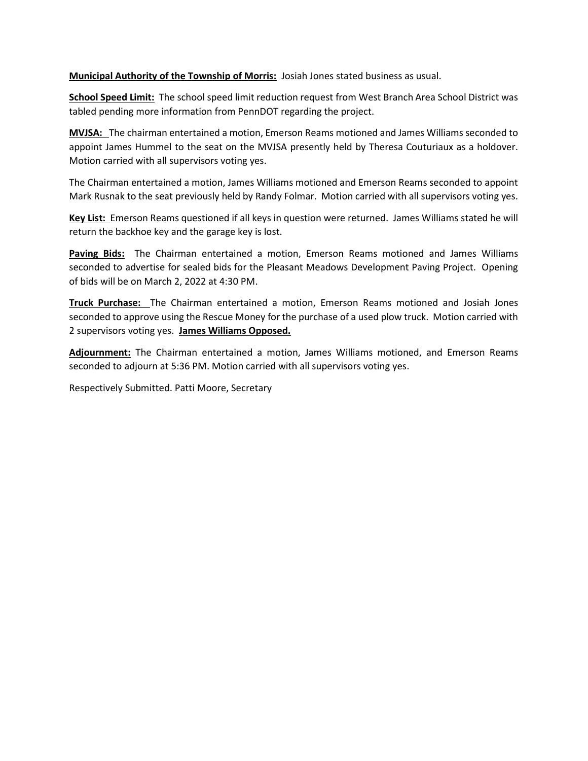**Municipal Authority of the Township of Morris:** Josiah Jones stated business as usual.

**School Speed Limit:** The school speed limit reduction request from West Branch Area School District was tabled pending more information from PennDOT regarding the project.

**MVJSA:** The chairman entertained a motion, Emerson Reams motioned and James Williams seconded to appoint James Hummel to the seat on the MVJSA presently held by Theresa Couturiaux as a holdover. Motion carried with all supervisors voting yes.

The Chairman entertained a motion, James Williams motioned and Emerson Reams seconded to appoint Mark Rusnak to the seat previously held by Randy Folmar. Motion carried with all supervisors voting yes.

**Key List:** Emerson Reams questioned if all keys in question were returned. James Williams stated he will return the backhoe key and the garage key is lost.

**Paving Bids:** The Chairman entertained a motion, Emerson Reams motioned and James Williams seconded to advertise for sealed bids for the Pleasant Meadows Development Paving Project. Opening of bids will be on March 2, 2022 at 4:30 PM.

**Truck Purchase:** The Chairman entertained a motion, Emerson Reams motioned and Josiah Jones seconded to approve using the Rescue Money for the purchase of a used plow truck. Motion carried with 2 supervisors voting yes. **James Williams Opposed.**

**Adjournment:** The Chairman entertained a motion, James Williams motioned, and Emerson Reams seconded to adjourn at 5:36 PM. Motion carried with all supervisors voting yes.

Respectively Submitted. Patti Moore, Secretary